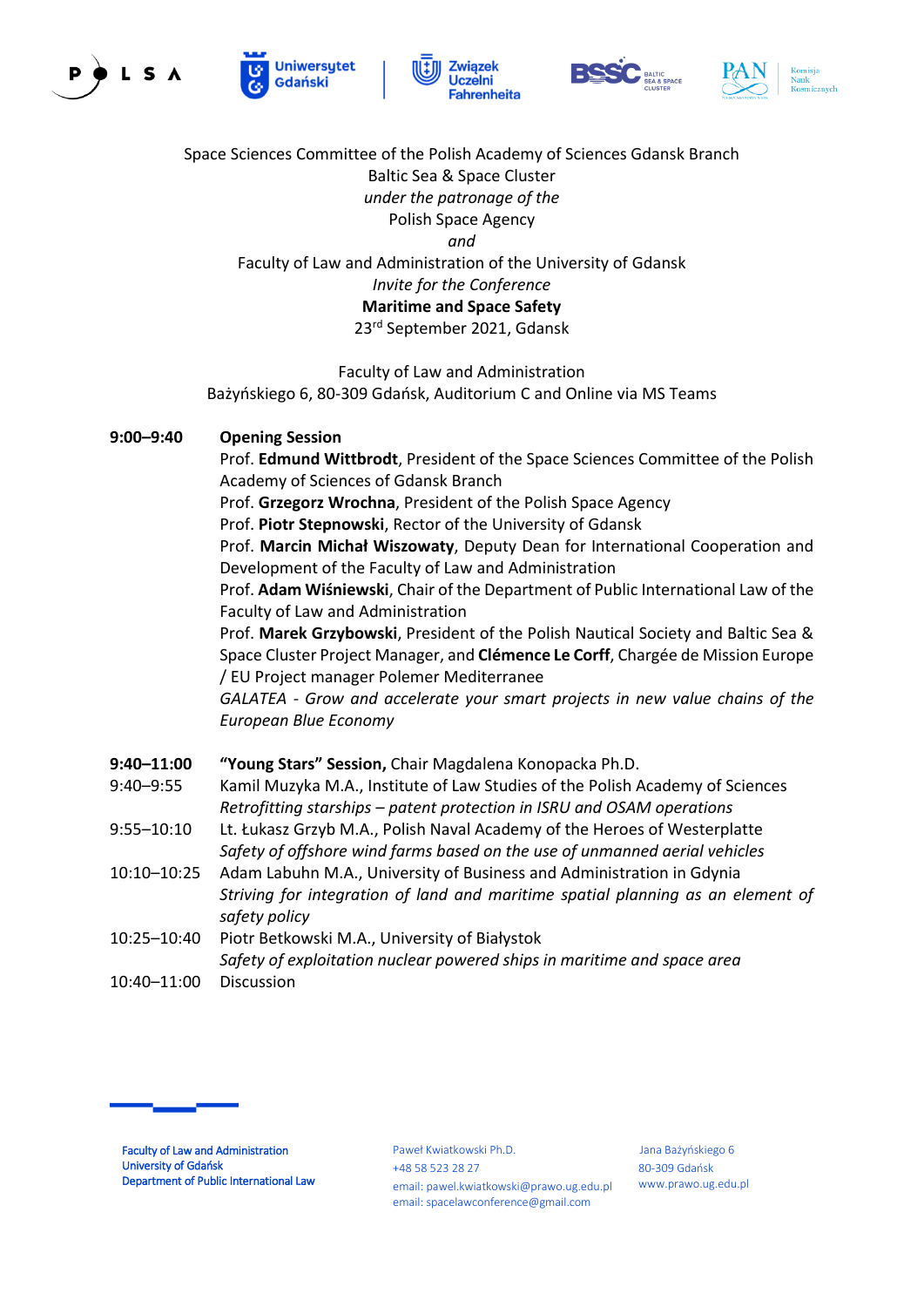Space Sciences Committee of the Polish Academy of Sciences Gdansk Branch
Baltic Sea & Space Cluster
*under the patronage of the*
Polish Space Agency
*and*
Faculty of Law and Administration of the University of Gdansk
*Invite for the Conference*
**Maritime and Space Safety**
23rd September 2021, Gdansk

Faculty of Law and Administration
Bażyńskiego 6, 80-309 Gdańsk, Auditorium C and Online via MS Teams

**9:00–9:40** **Opening Session**

Prof. **Edmund Wittbrodt**, President of the Space Sciences Committee of the Polish Academy of Sciences of Gdansk Branch
Prof. **Grzegorz Wrochna**, President of the Polish Space Agency
Prof. **Piotr Stepnowski**, Rector of the University of Gdansk
Prof. **Marcin Michał Wiszowaty**, Deputy Dean for International Cooperation and Development of the Faculty of Law and Administration
Prof. **Adam Wiśniewski**, Chair of the Department of Public International Law of the Faculty of Law and Administration
Prof. **Marek Grzybowski**, President of the Polish Nautical Society and Baltic Sea & Space Cluster Project Manager, and **Clémence Le Corff**, Chargée de Mission Europe / EU Project manager Polemer Mediterranee
*GALATEA - Grow and accelerate your smart projects in new value chains of the European Blue Economy*

**9:40–11:00** **"Young Stars" Session,** Chair Magdalena Konopacka Ph.D.

9:40–9:55 Kamil Muzyka M.A., Institute of Law Studies of the Polish Academy of Sciences
*Retrofitting starships – patent protection in ISRU and OSAM operations*

9:55–10:10 Lt. Łukasz Grzyb M.A., Polish Naval Academy of the Heroes of Westerplatte
*Safety of offshore wind farms based on the use of unmanned aerial vehicles*

10:10–10:25 Adam Labuhn M.A., University of Business and Administration in Gdynia
*Striving for integration of land and maritime spatial planning as an element of safety policy*

10:25–10:40 Piotr Betkowski M.A., University of Białystok
*Safety of exploitation nuclear powered ships in maritime and space area*

10:40–11:00 Discussion

Faculty of Law and Administration
University of Gdańsk
Department of Public International Law

Paweł Kwiatkowski Ph.D.
+48 58 523 28 27
email: pawel.kwiatkowski@prawo.ug.edu.pl
email: spacelawconference@gmail.com

Jana Bażyńskiego 6
80-309 Gdańsk
www.prawo.ug.edu.pl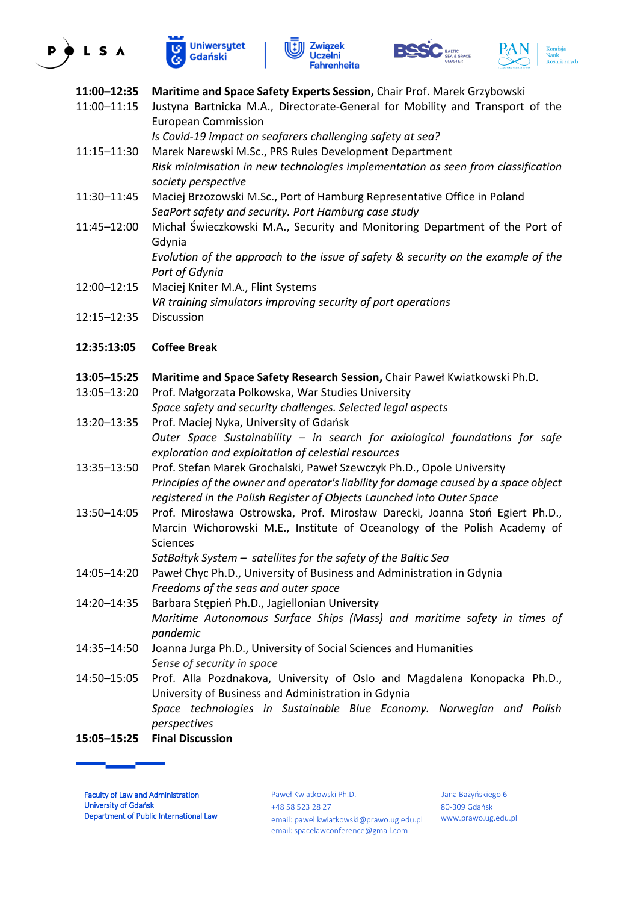**11:00–12:35** **Maritime and Space Safety Experts Session,** Chair Prof. Marek Grzybowski

11:00–11:15 Justyna Bartnicka M.A., Directorate-General for Mobility and Transport of the European Commission
*Is Covid-19 impact on seafarers challenging safety at sea?*

11:15–11:30 Marek Narewski M.Sc., PRS Rules Development Department
*Risk minimisation in new technologies implementation as seen from classification society perspective*

11:30–11:45 Maciej Brzozowski M.Sc., Port of Hamburg Representative Office in Poland
*SeaPort safety and security. Port Hamburg case study*

11:45–12:00 Michał Świeczkowski M.A., Security and Monitoring Department of the Port of Gdynia
*Evolution of the approach to the issue of safety & security on the example of the Port of Gdynia*

12:00–12:15 Maciej Kniter M.A., Flint Systems
*VR training simulators improving security of port operations*

12:15–12:35 Discussion

**12:35:13:05** **Coffee Break**

**13:05–15:25** **Maritime and Space Safety Research Session,** Chair Paweł Kwiatkowski Ph.D.

13:05–13:20 Prof. Małgorzata Polkowska, War Studies University
*Space safety and security challenges. Selected legal aspects*

13:20–13:35 Prof. Maciej Nyka, University of Gdańsk
*Outer Space Sustainability – in search for axiological foundations for safe exploration and exploitation of celestial resources*

13:35–13:50 Prof. Stefan Marek Grochalski, Paweł Szewczyk Ph.D., Opole University
*Principles of the owner and operator's liability for damage caused by a space object registered in the Polish Register of Objects Launched into Outer Space*

13:50–14:05 Prof. Mirosława Ostrowska, Prof. Mirosław Darecki, Joanna Stoń Egiert Ph.D., Marcin Wichorowski M.E., Institute of Oceanology of the Polish Academy of Sciences
*SatBałtyk System – satellites for the safety of the Baltic Sea*

14:05–14:20 Paweł Chyc Ph.D., University of Business and Administration in Gdynia
*Freedoms of the seas and outer space*

14:20–14:35 Barbara Stępień Ph.D., Jagiellonian University
*Maritime Autonomous Surface Ships (Mass) and maritime safety in times of pandemic*

14:35–14:50 Joanna Jurga Ph.D., University of Social Sciences and Humanities
*Sense of security in space*

14:50–15:05 Prof. Alla Pozdnakova, University of Oslo and Magdalena Konopacka Ph.D., University of Business and Administration in Gdynia
*Space technologies in Sustainable Blue Economy. Norwegian and Polish perspectives*

**15:05–15:25** **Final Discussion**

Faculty of Law and Administration
University of Gdańsk
Department of Public International Law

Paweł Kwiatkowski Ph.D.
+48 58 523 28 27
email: pawel.kwiatkowski@prawo.ug.edu.pl
email: spacelawconference@gmail.com

Jana Bażyńskiego 6
80-309 Gdańsk
www.prawo.ug.edu.pl